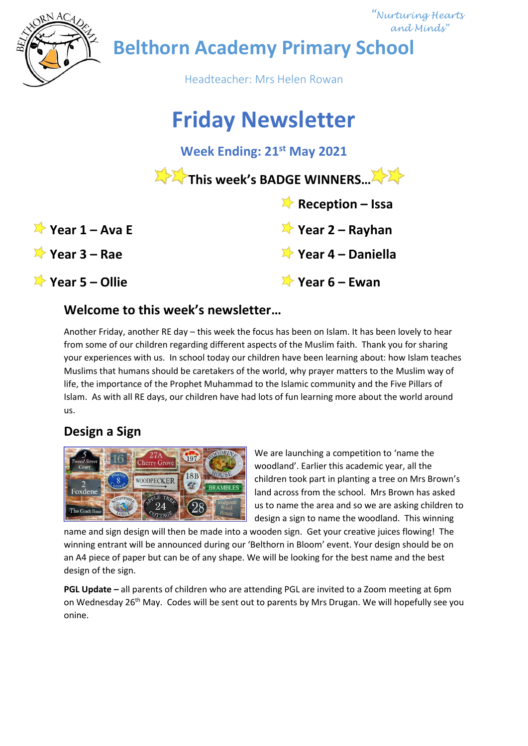*"Nurturing Hearts and Minds"*

# Belthorn Academy Primary School

Headteacher: Mrs Helen Rowan

# Friday Newsletter

### Week Ending: 21st May 2021

### This week's BADGE WINNERS…

- **Reception – Issa**
- **Year 1 – Ava E**
- **Year 2 – Rayhan**
- **Year 3 – Rae**
- **Year 4 – Daniella**
- **Year 5 – Ollie**
- **Year 6 – Ewan**

## Welcome to this week's newsletter…

Another Friday, another RE day – this week the focus has been on Islam. It has been lovely to hear from some of our children regarding different aspects of the Muslim faith. Thank you for sharing your experiences with us. In school today our children have been learning about: how Islam teaches Muslims that humans should be caretakers of the world, why prayer matters to the Muslim way of life, the importance of the Prophet Muhammad to the Islamic community and the Five Pillars of Islam. As with all RE days, our children have had lots of fun learning more about the world around us.

## Design a Sign

We are launching a competition to 'name the woodland'. Earlier this academic year, all the children took part in planting a tree on Mrs Brown's land across from the school. Mrs Brown has asked us to name the area and so we are asking children to design a sign to name the woodland. This winning name and sign design will then be made into a wooden sign. Get your creative juices flowing! The winning entrant will be announced during our 'Belthorn in Bloom' event. Your design should be on an A4 piece of paper but can be of any shape. We will be looking for the best name and the best design of the sign.

**PGL Update –** all parents of children who are attending PGL are invited to a Zoom meeting at 6pm on Wednesday 26th May. Codes will be sent out to parents by Mrs Drugan. We will hopefully see you onine.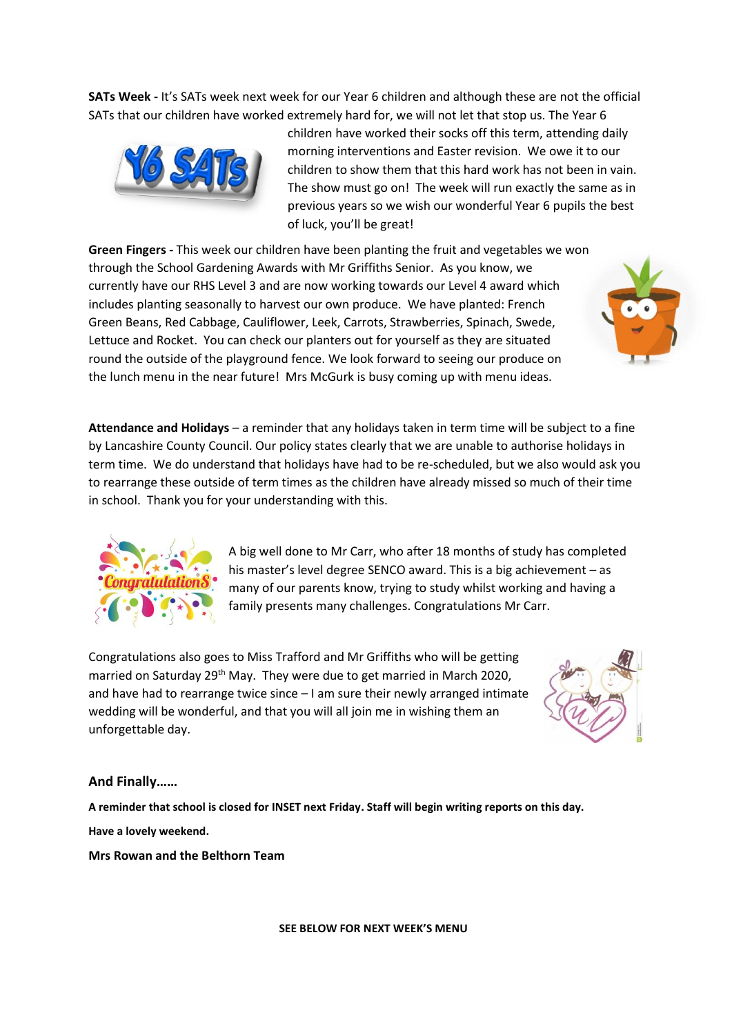**SATs Week -** It's SATs week next week for our Year 6 children and although these are not the official SATs that our children have worked extremely hard for, we will not let that stop us. The Year 6 children have worked their socks off this term, attending daily morning interventions and Easter revision. We owe it to our children to show them that this hard work has not been in vain. The show must go on! The week will run exactly the same as in previous years so we wish our wonderful Year 6 pupils the best of luck, you'll be great!

**Green Fingers -** This week our children have been planting the fruit and vegetables we won through the School Gardening Awards with Mr Griffiths Senior. As you know, we currently have our RHS Level 3 and are now working towards our Level 4 award which includes planting seasonally to harvest our own produce. We have planted: French Green Beans, Red Cabbage, Cauliflower, Leek, Carrots, Strawberries, Spinach, Swede, Lettuce and Rocket. You can check our planters out for yourself as they are situated round the outside of the playground fence. We look forward to seeing our produce on the lunch menu in the near future! Mrs McGurk is busy coming up with menu ideas.

**Attendance and Holidays** – a reminder that any holidays taken in term time will be subject to a fine by Lancashire County Council. Our policy states clearly that we are unable to authorise holidays in term time. We do understand that holidays have had to be re-scheduled, but we also would ask you to rearrange these outside of term times as the children have already missed so much of their time in school. Thank you for your understanding with this.

A big well done to Mr Carr, who after 18 months of study has completed his master's level degree SENCO award. This is a big achievement – as many of our parents know, trying to study whilst working and having a family presents many challenges. Congratulations Mr Carr.

Congratulations also goes to Miss Trafford and Mr Griffiths who will be getting married on Saturday 29th May. They were due to get married in March 2020, and have had to rearrange twice since – I am sure their newly arranged intimate wedding will be wonderful, and that you will all join me in wishing them an unforgettable day.

**And Finally……**

**A reminder that school is closed for INSET next Friday. Staff will begin writing reports on this day.**

**Have a lovely weekend.**

**Mrs Rowan and the Belthorn Team**

**SEE BELOW FOR NEXT WEEK'S MENU**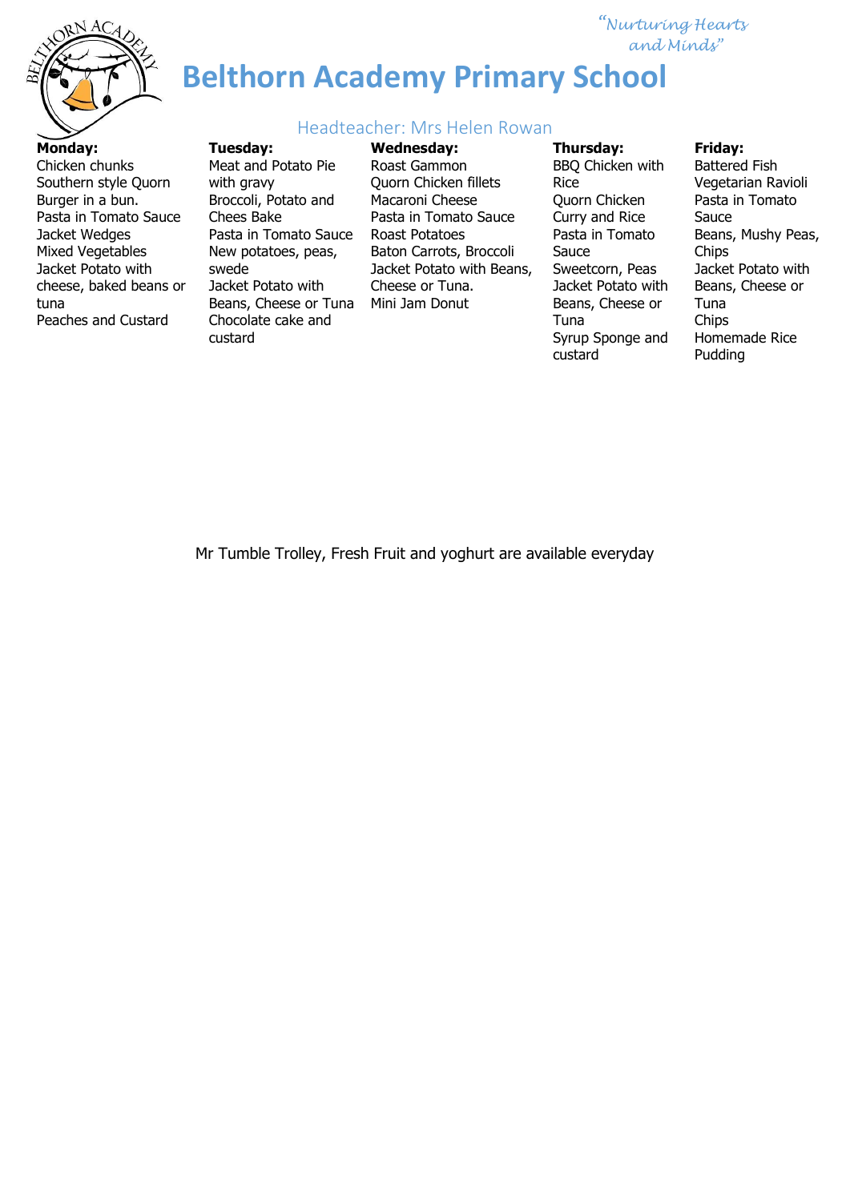*"Nurturing Hearts and Minds"*

# Belthorn Academy Primary School

Headteacher: Mrs Helen Rowan

| Monday: | Tuesday: | Wednesday: | Thursday: | Friday: |
|---|---|---|---|---|
| Chicken chunks | Meat and Potato Pie with gravy | Roast Gammon | BBQ Chicken with Rice | Battered Fish |
| Southern style Quorn Burger in a bun. | Broccoli, Potato and Chees Bake | Quorn Chicken fillets | Quorn Chicken Curry and Rice | Vegetarian Ravioli |
| Pasta in Tomato Sauce | Pasta in Tomato Sauce | Macaroni Cheese | Pasta in Tomato Sauce | Pasta in Tomato Sauce |
| Jacket Wedges | New potatoes, peas, swede | Pasta in Tomato Sauce | Sweetcorn, Peas | Beans, Mushy Peas, Chips |
| Mixed Vegetables | Jacket Potato with Beans, Cheese or Tuna | Roast Potatoes | Jacket Potato with Beans, Cheese or Tuna | Jacket Potato with Beans, Cheese or Tuna |
| Jacket Potato with cheese, baked beans or tuna | Chocolate cake and custard | Baton Carrots, Broccoli | Syrup Sponge and custard | Chips |
| Peaches and Custard | | Jacket Potato with Beans, Cheese or Tuna. | | Homemade Rice Pudding |
| | | Mini Jam Donut | | |

Mr Tumble Trolley, Fresh Fruit and yoghurt are available everyday